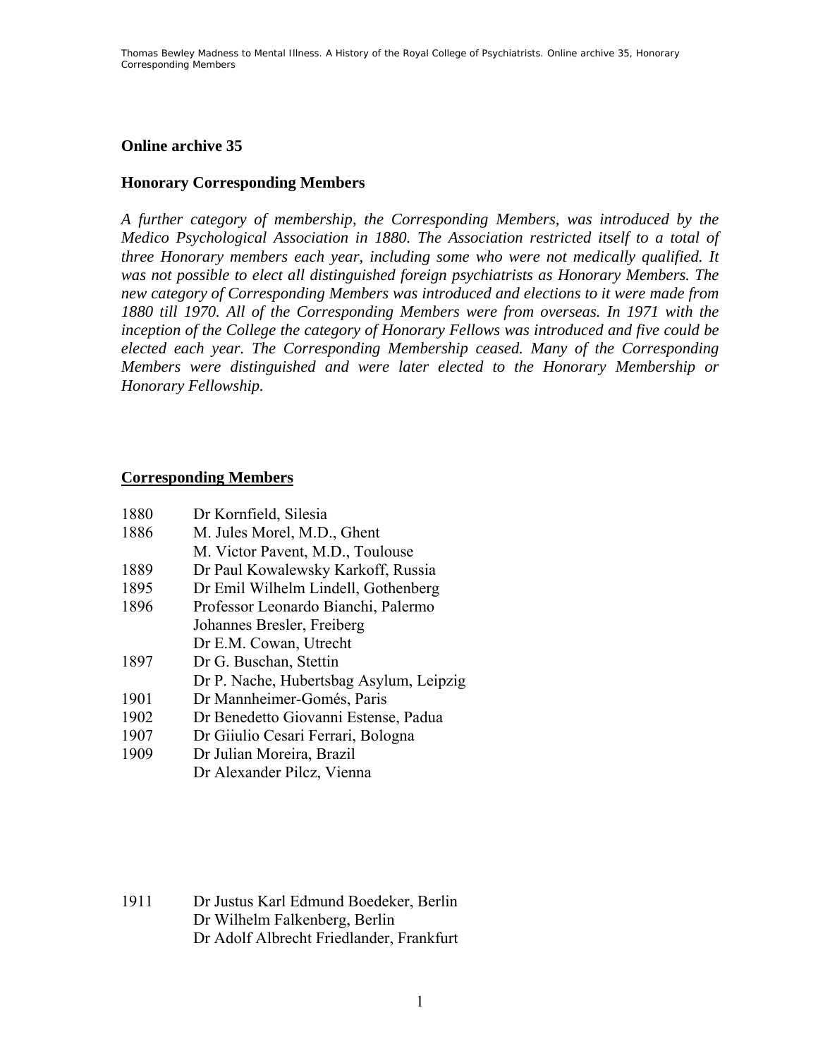## Online archive 35

## Honorary Corresponding Members

*A further category of membership, the Corresponding Members, was introduced by the Medico Psychological Association in 1880. The Association restricted itself to a total of three Honorary members each year, including some who were not medically qualified. It was not possible to elect all distinguished foreign psychiatrists as Honorary Members. The new category of Corresponding Members was introduced and elections to it were made from 1880 till 1970. All of the Corresponding Members were from overseas. In 1971 with the inception of the College the category of Honorary Fellows was introduced and five could be elected each year. The Corresponding Membership ceased. Many of the Corresponding Members were distinguished and were later elected to the Honorary Membership or Honorary Fellowship.*

### Corresponding Members

1880 Dr Kornfield, Silesia

1886 M. Jules Morel, M.D., Ghent
M. Victor Pavent, M.D., Toulouse

1889 Dr Paul Kowalewsky Karkoff, Russia

1895 Dr Emil Wilhelm Lindell, Gothenberg

1896 Professor Leonardo Bianchi, Palermo
Johannes Bresler, Freiberg
Dr E.M. Cowan, Utrecht

1897 Dr G. Buschan, Stettin
Dr P. Nache, Hubertsbag Asylum, Leipzig

1901 Dr Mannheimer-Gomés, Paris

1902 Dr Benedetto Giovanni Estense, Padua

1907 Dr Giiulio Cesari Ferrari, Bologna

1909 Dr Julian Moreira, Brazil
Dr Alexander Pilcz, Vienna

1911 Dr Justus Karl Edmund Boedeker, Berlin
Dr Wilhelm Falkenberg, Berlin
Dr Adolf Albrecht Friedlander, Frankfurt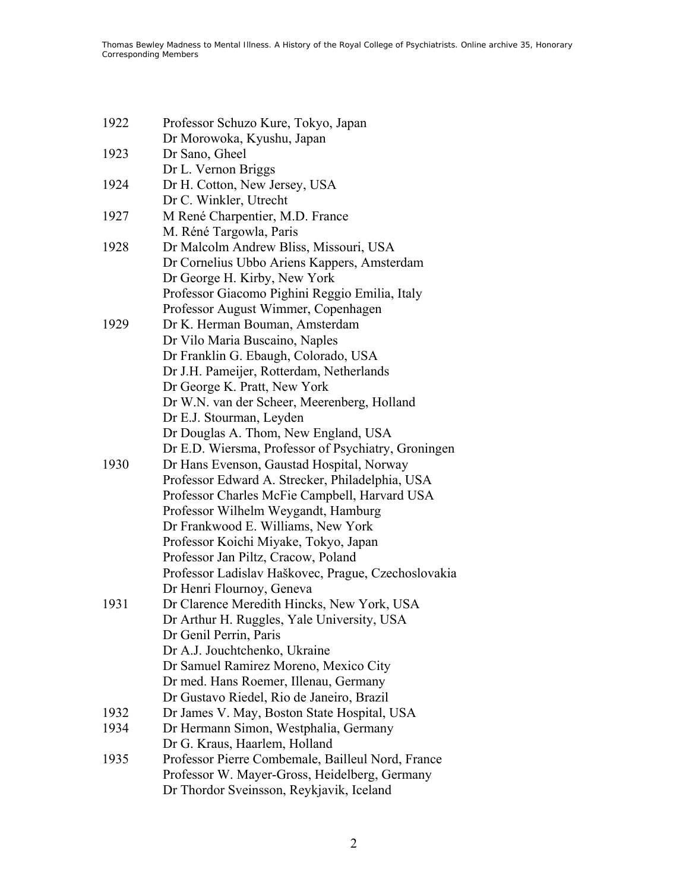| | |
|---|---|
| 1922 | Professor Schuzo Kure, Tokyo, Japan |
| | Dr Morowoka, Kyushu, Japan |
| 1923 | Dr Sano, Gheel |
| | Dr L. Vernon Briggs |
| 1924 | Dr H. Cotton, New Jersey, USA |
| | Dr C. Winkler, Utrecht |
| 1927 | M René Charpentier, M.D. France |
| | M. Réné Targowla, Paris |
| 1928 | Dr Malcolm Andrew Bliss, Missouri, USA |
| | Dr Cornelius Ubbo Ariens Kappers, Amsterdam |
| | Dr George H. Kirby, New York |
| | Professor Giacomo Pighini Reggio Emilia, Italy |
| | Professor August Wimmer, Copenhagen |
| 1929 | Dr K. Herman Bouman, Amsterdam |
| | Dr Vilo Maria Buscaino, Naples |
| | Dr Franklin G. Ebaugh, Colorado, USA |
| | Dr J.H. Pameijer, Rotterdam, Netherlands |
| | Dr George K. Pratt, New York |
| | Dr W.N. van der Scheer, Meerenberg, Holland |
| | Dr E.J. Stourman, Leyden |
| | Dr Douglas A. Thom, New England, USA |
| | Dr E.D. Wiersma, Professor of Psychiatry, Groningen |
| 1930 | Dr Hans Evenson, Gaustad Hospital, Norway |
| | Professor Edward A. Strecker, Philadelphia, USA |
| | Professor Charles McFie Campbell, Harvard USA |
| | Professor Wilhelm Weygandt, Hamburg |
| | Dr Frankwood E. Williams, New York |
| | Professor Koichi Miyake, Tokyo, Japan |
| | Professor Jan Piltz, Cracow, Poland |
| | Professor Ladislav Haškovec, Prague, Czechoslovakia |
| | Dr Henri Flournoy, Geneva |
| 1931 | Dr Clarence Meredith Hincks, New York, USA |
| | Dr Arthur H. Ruggles, Yale University, USA |
| | Dr Genil Perrin, Paris |
| | Dr A.J. Jouchtchenko, Ukraine |
| | Dr Samuel Ramirez Moreno, Mexico City |
| | Dr med. Hans Roemer, Illenau, Germany |
| | Dr Gustavo Riedel, Rio de Janeiro, Brazil |
| 1932 | Dr James V. May, Boston State Hospital, USA |
| 1934 | Dr Hermann Simon, Westphalia, Germany |
| | Dr G. Kraus, Haarlem, Holland |
| 1935 | Professor Pierre Combemale, Bailleul Nord, France |
| | Professor W. Mayer-Gross, Heidelberg, Germany |
| | Dr Thordor Sveinsson, Reykjavik, Iceland |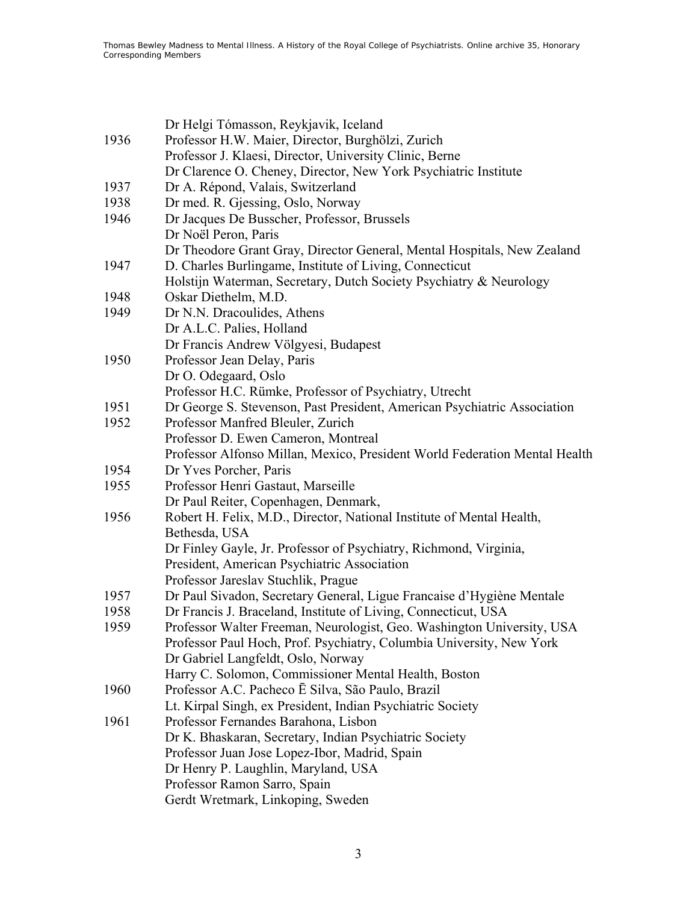| | |
|---|---|
| | Dr Helgi Tómasson, Reykjavik, Iceland |
| 1936 | Professor H.W. Maier, Director, Burghölzi, Zurich |
| | Professor J. Klaesi, Director, University Clinic, Berne |
| | Dr Clarence O. Cheney, Director, New York Psychiatric Institute |
| 1937 | Dr A. Répond, Valais, Switzerland |
| 1938 | Dr med. R. Gjessing, Oslo, Norway |
| 1946 | Dr Jacques De Busscher, Professor, Brussels |
| | Dr Noël Peron, Paris |
| | Dr Theodore Grant Gray, Director General, Mental Hospitals, New Zealand |
| 1947 | D. Charles Burlingame, Institute of Living, Connecticut |
| | Holstijn Waterman, Secretary, Dutch Society Psychiatry & Neurology |
| 1948 | Oskar Diethelm, M.D. |
| 1949 | Dr N.N. Dracoulides, Athens |
| | Dr A.L.C. Palies, Holland |
| | Dr Francis Andrew Völgyesi, Budapest |
| 1950 | Professor Jean Delay, Paris |
| | Dr O. Odegaard, Oslo |
| | Professor H.C. Rümke, Professor of Psychiatry, Utrecht |
| 1951 | Dr George S. Stevenson, Past President, American Psychiatric Association |
| 1952 | Professor Manfred Bleuler, Zurich |
| | Professor D. Ewen Cameron, Montreal |
| | Professor Alfonso Millan, Mexico, President World Federation Mental Health |
| 1954 | Dr Yves Porcher, Paris |
| 1955 | Professor Henri Gastaut, Marseille |
| | Dr Paul Reiter, Copenhagen, Denmark, |
| 1956 | Robert H. Felix, M.D., Director, National Institute of Mental Health, Bethesda, USA |
| | Dr Finley Gayle, Jr. Professor of Psychiatry, Richmond, Virginia, President, American Psychiatric Association |
| | Professor Jareslav Stuchlik, Prague |
| 1957 | Dr Paul Sivadon, Secretary General, Ligue Francaise d'Hygiène Mentale |
| 1958 | Dr Francis J. Braceland, Institute of Living, Connecticut, USA |
| 1959 | Professor Walter Freeman, Neurologist, Geo. Washington University, USA |
| | Professor Paul Hoch, Prof. Psychiatry, Columbia University, New York |
| | Dr Gabriel Langfeldt, Oslo, Norway |
| | Harry C. Solomon, Commissioner Mental Health, Boston |
| 1960 | Professor A.C. Pacheco Ē Silva, São Paulo, Brazil |
| | Lt. Kirpal Singh, ex President, Indian Psychiatric Society |
| 1961 | Professor Fernandes Barahona, Lisbon |
| | Dr K. Bhaskaran, Secretary, Indian Psychiatric Society |
| | Professor Juan Jose Lopez-Ibor, Madrid, Spain |
| | Dr Henry P. Laughlin, Maryland, USA |
| | Professor Ramon Sarro, Spain |
| | Gerdt Wretmark, Linkoping, Sweden |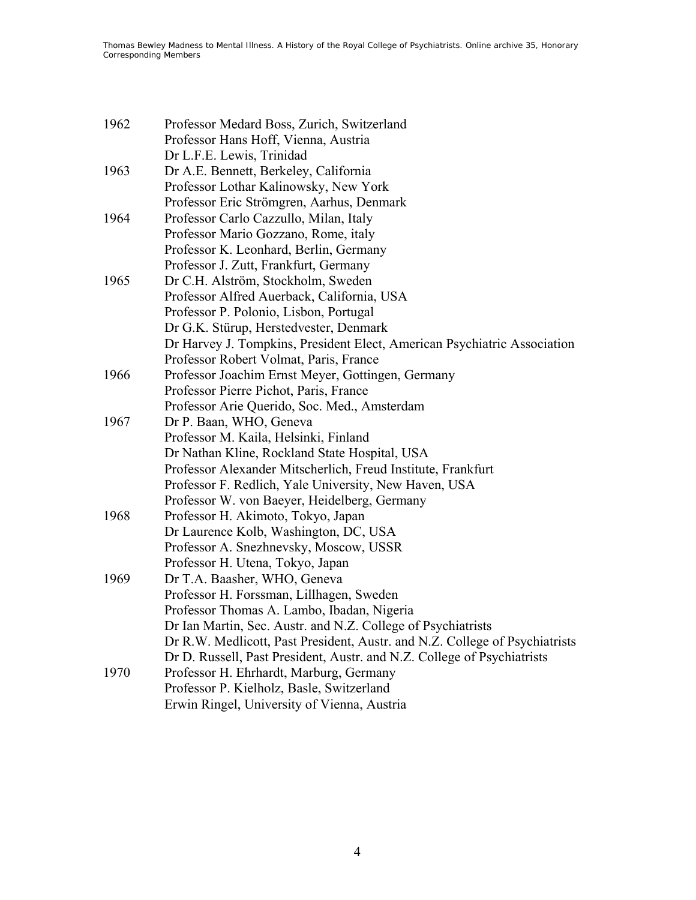| | |
|---|---|
| 1962 | Professor Medard Boss, Zurich, Switzerland |
| | Professor Hans Hoff, Vienna, Austria |
| | Dr L.F.E. Lewis, Trinidad |
| 1963 | Dr A.E. Bennett, Berkeley, California |
| | Professor Lothar Kalinowsky, New York |
| | Professor Eric Strömgren, Aarhus, Denmark |
| 1964 | Professor Carlo Cazzullo, Milan, Italy |
| | Professor Mario Gozzano, Rome, italy |
| | Professor K. Leonhard, Berlin, Germany |
| | Professor J. Zutt, Frankfurt, Germany |
| 1965 | Dr C.H. Alström, Stockholm, Sweden |
| | Professor Alfred Auerback, California, USA |
| | Professor P. Polonio, Lisbon, Portugal |
| | Dr G.K. Stürup, Herstedvester, Denmark |
| | Dr Harvey J. Tompkins, President Elect, American Psychiatric Association |
| | Professor Robert Volmat, Paris, France |
| 1966 | Professor Joachim Ernst Meyer, Gottingen, Germany |
| | Professor Pierre Pichot, Paris, France |
| | Professor Arie Querido, Soc. Med., Amsterdam |
| 1967 | Dr P. Baan, WHO, Geneva |
| | Professor M. Kaila, Helsinki, Finland |
| | Dr Nathan Kline, Rockland State Hospital, USA |
| | Professor Alexander Mitscherlich, Freud Institute, Frankfurt |
| | Professor F. Redlich, Yale University, New Haven, USA |
| | Professor W. von Baeyer, Heidelberg, Germany |
| 1968 | Professor H. Akimoto, Tokyo, Japan |
| | Dr Laurence Kolb, Washington, DC, USA |
| | Professor A. Snezhnevsky, Moscow, USSR |
| | Professor H. Utena, Tokyo, Japan |
| 1969 | Dr T.A. Baasher, WHO, Geneva |
| | Professor H. Forssman, Lillhagen, Sweden |
| | Professor Thomas A. Lambo, Ibadan, Nigeria |
| | Dr Ian Martin, Sec. Austr. and N.Z. College of Psychiatrists |
| | Dr R.W. Medlicott, Past President, Austr. and N.Z. College of Psychiatrists |
| | Dr D. Russell, Past President, Austr. and N.Z. College of Psychiatrists |
| 1970 | Professor H. Ehrhardt, Marburg, Germany |
| | Professor P. Kielholz, Basle, Switzerland |
| | Erwin Ringel, University of Vienna, Austria |